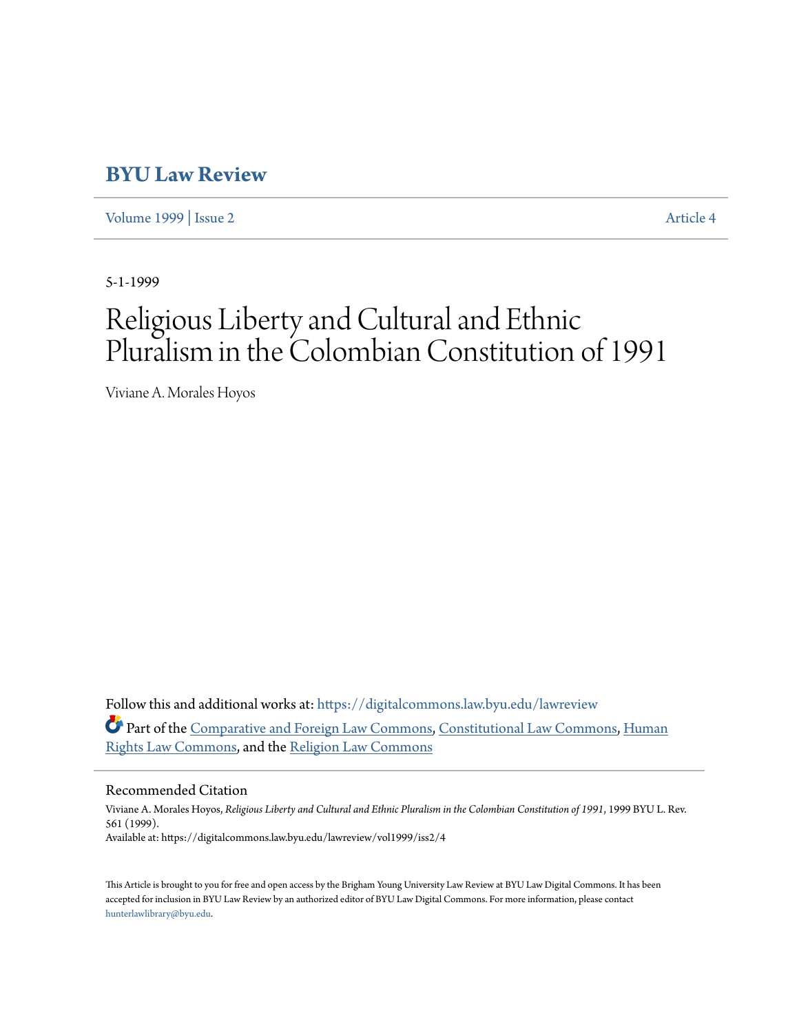# BYU Law Review

Volume 1999 | Issue 2 Article 4

5-1-1999

# Religious Liberty and Cultural and Ethnic Pluralism in the Colombian Constitution of 1991

Viviane A. Morales Hoyos

Follow this and additional works at: https://digitalcommons.law.byu.edu/lawreview

Part of the Comparative and Foreign Law Commons, Constitutional Law Commons, Human Rights Law Commons, and the Religion Law Commons

## Recommended Citation

Viviane A. Morales Hoyos, *Religious Liberty and Cultural and Ethnic Pluralism in the Colombian Constitution of 1991*, 1999 BYU L. Rev. 561 (1999).
Available at: https://digitalcommons.law.byu.edu/lawreview/vol1999/iss2/4

This Article is brought to you for free and open access by the Brigham Young University Law Review at BYU Law Digital Commons. It has been accepted for inclusion in BYU Law Review by an authorized editor of BYU Law Digital Commons. For more information, please contact hunterlawlibrary@byu.edu.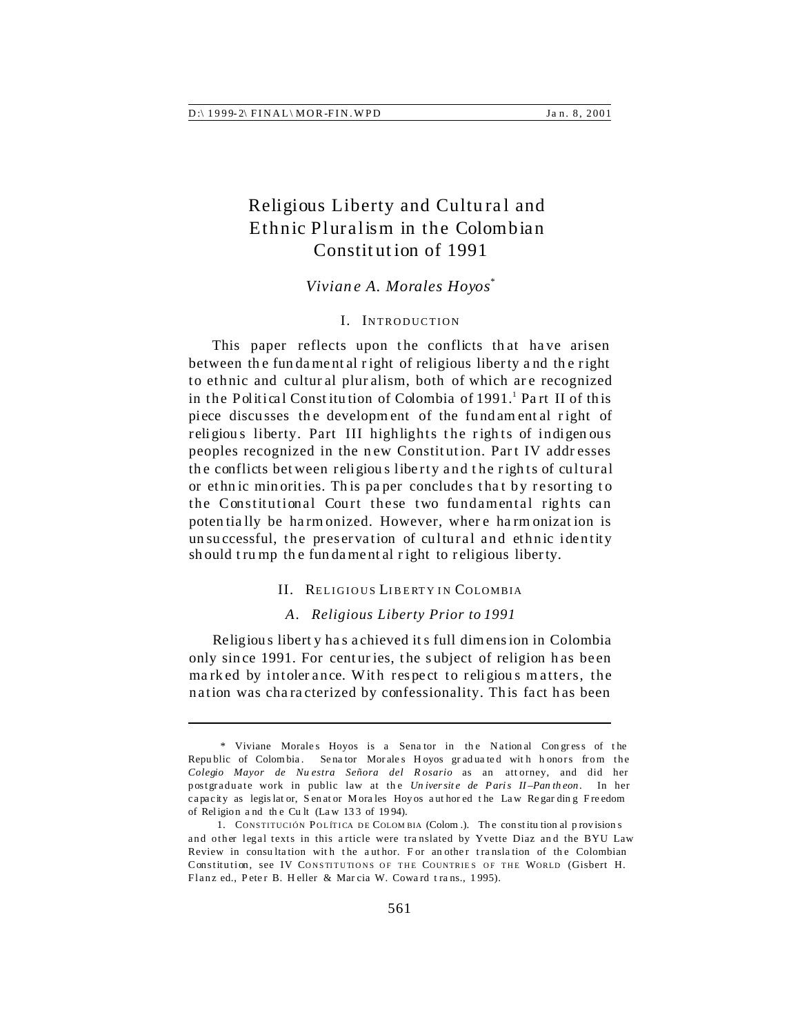# Religious Liberty and Cultural and Ethnic Pluralism in the Colombian Constitution of 1991

*Viviane A. Morales Hoyos*[*]

## I. Introduction

This paper reflects upon the conflicts that have arisen between the fundamental right of religious liberty and the right to ethnic and cultural pluralism, both of which are recognized in the Political Constitution of Colombia of 1991.[1] Part II of this piece discusses the development of the fundamental right of religious liberty. Part III highlights the rights of indigenous peoples recognized in the new Constitution. Part IV addresses the conflicts between religious liberty and the rights of cultural or ethnic minorities. This paper concludes that by resorting to the Constitutional Court these two fundamental rights can potentially be harmonized. However, where harmonization is unsuccessful, the preservation of cultural and ethnic identity should trump the fundamental right to religious liberty.

## II. Religious Liberty in Colombia

### A. Religious Liberty Prior to 1991

Religious liberty has achieved its full dimension in Colombia only since 1991. For centuries, the subject of religion has been marked by intolerance. With respect to religious matters, the nation was characterized by confessionality. This fact has been

---

\* Viviane Morales Hoyos is a Senator in the National Congress of the Republic of Colombia. Senator Morales Hoyos graduated with honors from the *Colegio Mayor de Nuestra Señora del Rosario* as an attorney, and did her postgraduate work in public law at the *Universite de Paris II–Pantheon*. In her capacity as legislator, Senator Morales Hoyos authored the Law Regarding Freedom of Religion and the Cult (Law 133 of 1994).

1. Constitución Política de Colombia (Colom.). The constitutional provisions and other legal texts in this article were translated by Yvette Diaz and the BYU Law Review in consultation with the author. For another translation of the Colombian Constitution, see IV Constitutions of the Countries of the World (Gisbert H. Flanz ed., Peter B. Heller & Marcia W. Coward trans., 1995).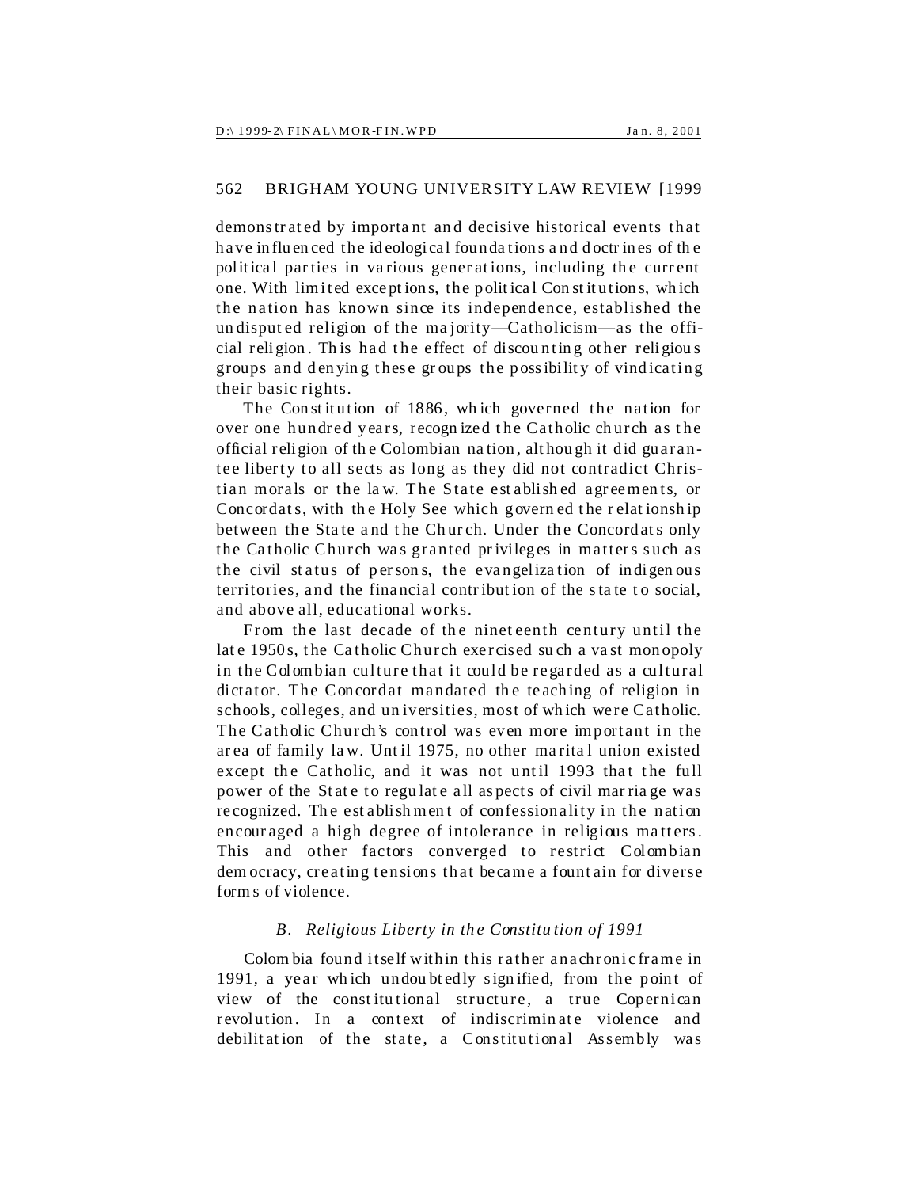demonstrated by important and decisive historical events that have influenced the ideological foundations and doctrines of the political parties in various generations, including the current one. With limited exceptions, the political Constitutions, which the nation has known since its independence, established the undisputed religion of the majority—Catholicism—as the official religion. This had the effect of discounting other religious groups and denying these groups the possibility of vindicating their basic rights.

The Constitution of 1886, which governed the nation for over one hundred years, recognized the Catholic church as the official religion of the Colombian nation, although it did guarantee liberty to all sects as long as they did not contradict Christian morals or the law. The State established agreements, or Concordats, with the Holy See which governed the relationship between the State and the Church. Under the Concordats only the Catholic Church was granted privileges in matters such as the civil status of persons, the evangelization of indigenous territories, and the financial contribution of the state to social, and above all, educational works.

From the last decade of the nineteenth century until the late 1950s, the Catholic Church exercised such a vast monopoly in the Colombian culture that it could be regarded as a cultural dictator. The Concordat mandated the teaching of religion in schools, colleges, and universities, most of which were Catholic. The Catholic Church's control was even more important in the area of family law. Until 1975, no other marital union existed except the Catholic, and it was not until 1993 that the full power of the State to regulate all aspects of civil marriage was recognized. The establishment of confessionality in the nation encouraged a high degree of intolerance in religious matters. This and other factors converged to restrict Colombian democracy, creating tensions that became a fountain for diverse forms of violence.

### *B. Religious Liberty in the Constitution of 1991*

Colombia found itself within this rather anachronic frame in 1991, a year which undoubtedly signified, from the point of view of the constitutional structure, a true Copernican revolution. In a context of indiscriminate violence and debilitation of the state, a Constitutional Assembly was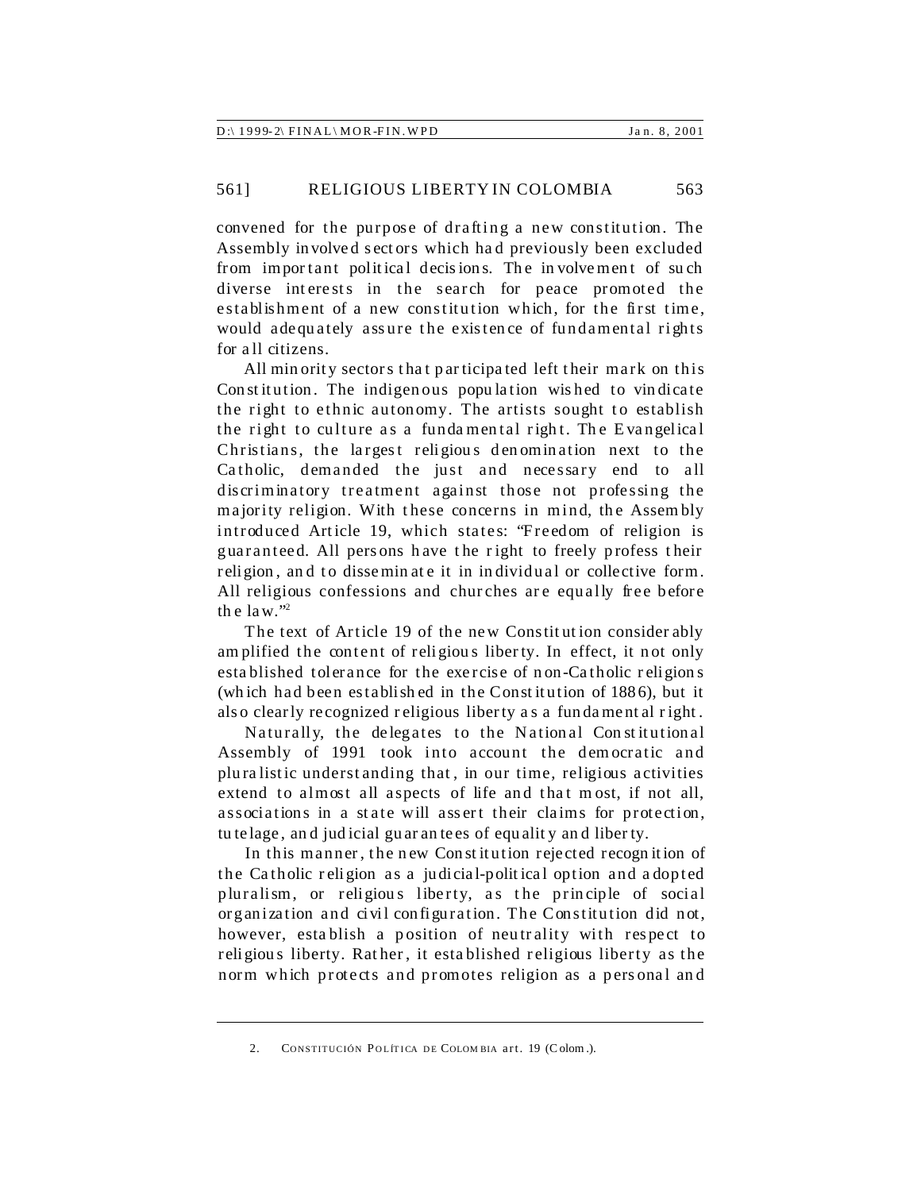convened for the purpose of drafting a new constitution. The Assembly involved sectors which had previously been excluded from important political decisions. The involvement of such diverse interests in the search for peace promoted the establishment of a new constitution which, for the first time, would adequately assure the existence of fundamental rights for all citizens.

All minority sectors that participated left their mark on this Constitution. The indigenous population wished to vindicate the right to ethnic autonomy. The artists sought to establish the right to culture as a fundamental right. The Evangelical Christians, the largest religious denomination next to the Catholic, demanded the just and necessary end to all discriminatory treatment against those not professing the majority religion. With these concerns in mind, the Assembly introduced Article 19, which states: "Freedom of religion is guaranteed. All persons have the right to freely profess their religion, and to disseminate it in individual or collective form. All religious confessions and churches are equally free before the law."[2]

The text of Article 19 of the new Constitution considerably amplified the content of religious liberty. In effect, it not only established tolerance for the exercise of non-Catholic religions (which had been established in the Constitution of 1886), but it also clearly recognized religious liberty as a fundamental right.

Naturally, the delegates to the National Constitutional Assembly of 1991 took into account the democratic and pluralistic understanding that, in our time, religious activities extend to almost all aspects of life and that most, if not all, associations in a state will assert their claims for protection, tutelage, and judicial guarantees of equality and liberty.

In this manner, the new Constitution rejected recognition of the Catholic religion as a judicial-political option and adopted pluralism, or religious liberty, as the principle of social organization and civil configuration. The Constitution did not, however, establish a position of neutrality with respect to religious liberty. Rather, it established religious liberty as the norm which protects and promotes religion as a personal and

---

2. CONSTITUCIÓN POLÍTICA DE COLOMBIA art. 19 (Colom.).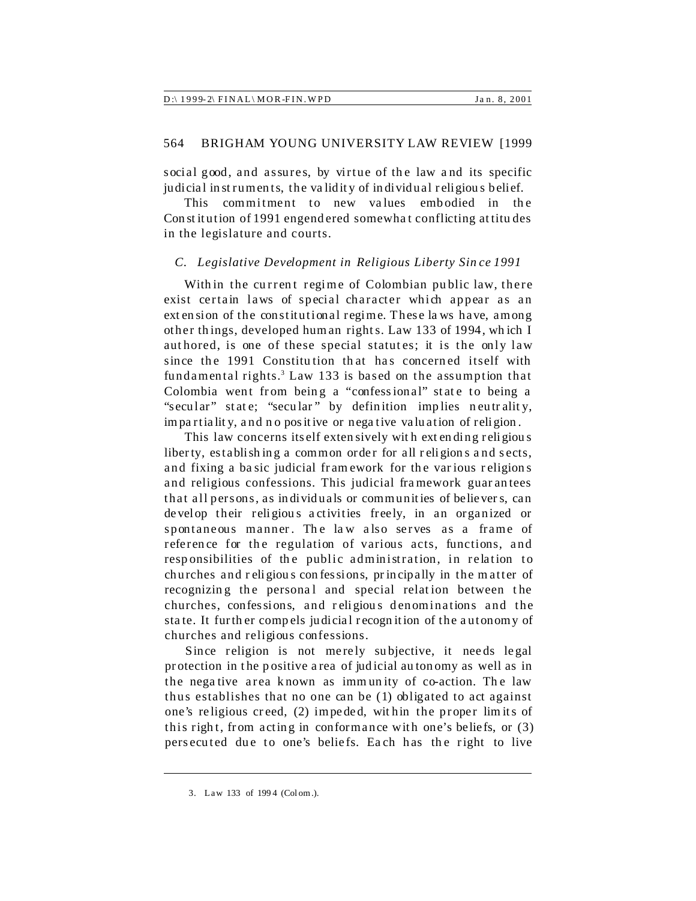social good, and assures, by virtue of the law and its specific judicial instruments, the validity of individual religious belief.

This commitment to new values embodied in the Constitution of 1991 engendered somewhat conflicting attitudes in the legislature and courts.

### *C. Legislative Development in Religious Liberty Since 1991*

Within the current regime of Colombian public law, there exist certain laws of special character which appear as an extension of the constitutional regime. These laws have, among other things, developed human rights. Law 133 of 1994, which I authored, is one of these special statutes; it is the only law since the 1991 Constitution that has concerned itself with fundamental rights.[3] Law 133 is based on the assumption that Colombia went from being a "confessional" state to being a "secular" state; "secular" by definition implies neutrality, impartiality, and no positive or negative valuation of religion.

This law concerns itself extensively with extending religious liberty, establishing a common order for all religions and sects, and fixing a basic judicial framework for the various religions and religious confessions. This judicial framework guarantees that all persons, as individuals or communities of believers, can develop their religious activities freely, in an organized or spontaneous manner. The law also serves as a frame of reference for the regulation of various acts, functions, and responsibilities of the public administration, in relation to churches and religious confessions, principally in the matter of recognizing the personal and special relation between the churches, confessions, and religious denominations and the state. It further compels judicial recognition of the autonomy of churches and religious confessions.

Since religion is not merely subjective, it needs legal protection in the positive area of judicial autonomy as well as in the negative area known as immunity of co-action. The law thus establishes that no one can be (1) obligated to act against one's religious creed, (2) impeded, within the proper limits of this right, from acting in conformance with one's beliefs, or (3) persecuted due to one's beliefs. Each has the right to live

---

3. Law 133 of 1994 (Colom.).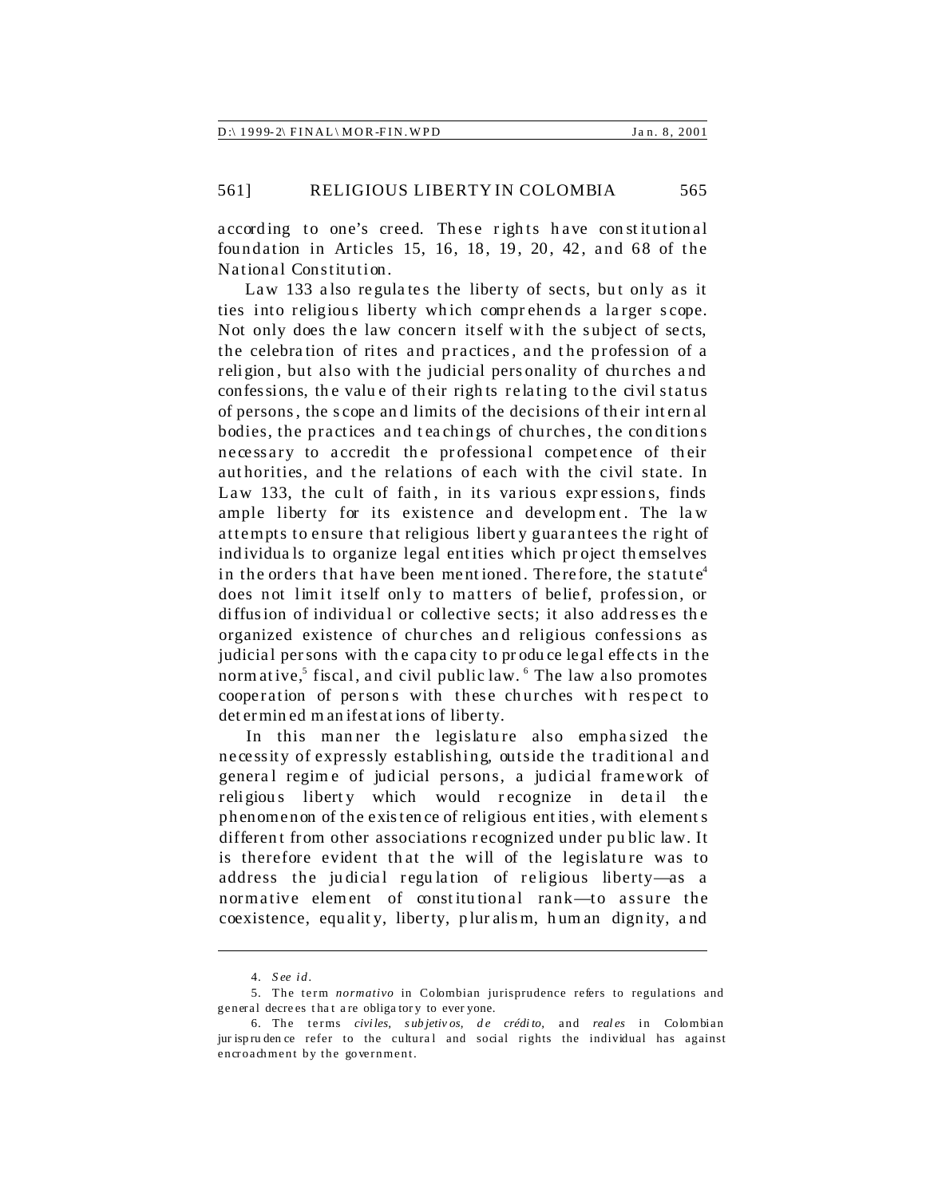according to one's creed. These rights have constitutional foundation in Articles 15, 16, 18, 19, 20, 42, and 68 of the National Constitution.

Law 133 also regulates the liberty of sects, but only as it ties into religious liberty which comprehends a larger scope. Not only does the law concern itself with the subject of sects, the celebration of rites and practices, and the profession of a religion, but also with the judicial personality of churches and confessions, the value of their rights relating to the civil status of persons, the scope and limits of the decisions of their internal bodies, the practices and teachings of churches, the conditions necessary to accredit the professional competence of their authorities, and the relations of each with the civil state. In Law 133, the cult of faith, in its various expressions, finds ample liberty for its existence and development. The law attempts to ensure that religious liberty guarantees the right of individuals to organize legal entities which project themselves in the orders that have been mentioned. Therefore, the statute[4] does not limit itself only to matters of belief, profession, or diffusion of individual or collective sects; it also addresses the organized existence of churches and religious confessions as judicial persons with the capacity to produce legal effects in the normative,[5] fiscal, and civil public law.[6] The law also promotes cooperation of persons with these churches with respect to determined manifestations of liberty.

In this manner the legislature also emphasized the necessity of expressly establishing, outside the traditional and general regime of judicial persons, a judicial framework of religious liberty which would recognize in detail the phenomenon of the existence of religious entities, with elements different from other associations recognized under public law. It is therefore evident that the will of the legislature was to address the judicial regulation of religious liberty—as a normative element of constitutional rank—to assure the coexistence, equality, liberty, pluralism, human dignity, and

---

4. *See id.*

5. The term *normativo* in Colombian jurisprudence refers to regulations and general decrees that are obligatory to everyone.

6. The terms *civiles*, *subjetivos*, *de crédito*, and *reales* in Colombian jurisprudence refer to the cultural and social rights the individual has against encroachment by the government.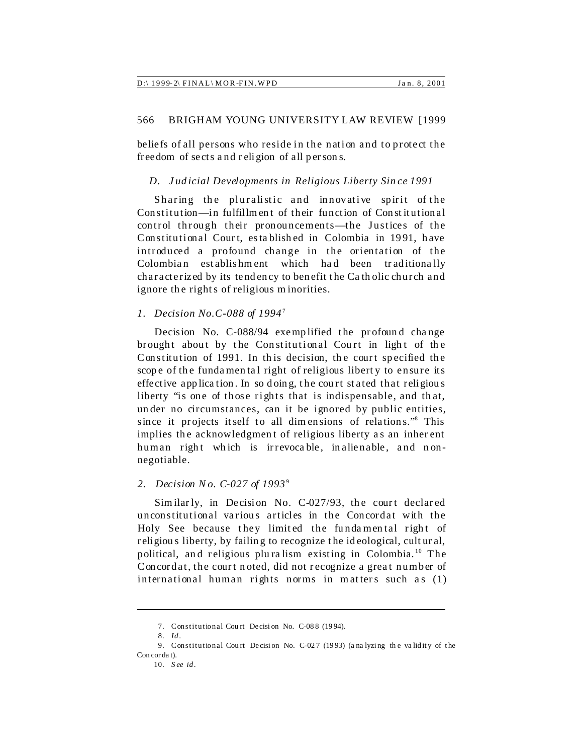beliefs of all persons who reside in the nation and to protect the freedom of sects and religion of all persons.

### *D. Judicial Developments in Religious Liberty Since 1991*

Sharing the pluralistic and innovative spirit of the Constitution—in fulfillment of their function of Constitutional control through their pronouncements—the Justices of the Constitutional Court, established in Colombia in 1991, have introduced a profound change in the orientation of the Colombian establishment which had been traditionally characterized by its tendency to benefit the Catholic church and ignore the rights of religious minorities.

#### *1. Decision No.C-088 of 1994*[7]

Decision No. C-088/94 exemplified the profound change brought about by the Constitutional Court in light of the Constitution of 1991. In this decision, the court specified the scope of the fundamental right of religious liberty to ensure its effective application. In so doing, the court stated that religious liberty "is one of those rights that is indispensable, and that, under no circumstances, can it be ignored by public entities, since it projects itself to all dimensions of relations."[8] This implies the acknowledgment of religious liberty as an inherent human right which is irrevocable, inalienable, and non-negotiable.

#### *2. Decision No. C-027 of 1993*[9]

Similarly, in Decision No. C-027/93, the court declared unconstitutional various articles in the Concordat with the Holy See because they limited the fundamental right of religious liberty, by failing to recognize the ideological, cultural, political, and religious pluralism existing in Colombia.[10] The Concordat, the court noted, did not recognize a great number of international human rights norms in matters such as (1)

---

7. Constitutional Court Decision No. C-088 (1994).

8. *Id.*

9. Constitutional Court Decision No. C-027 (1993) (analyzing the validity of the Concordat).

10. *See id.*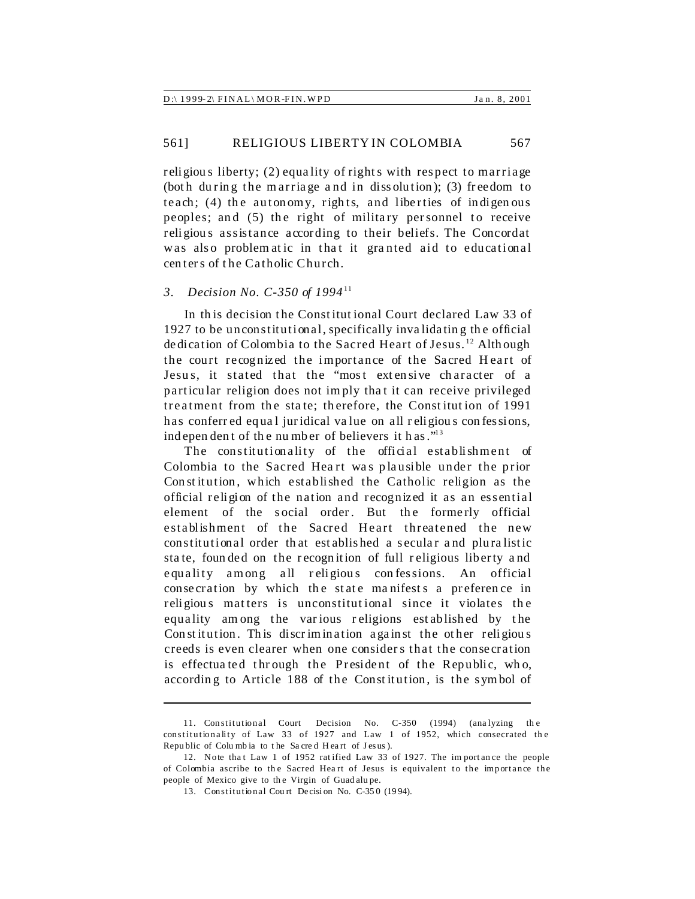religious liberty; (2) equality of rights with respect to marriage (both during the marriage and in dissolution); (3) freedom to teach; (4) the autonomy, rights, and liberties of indigenous peoples; and (5) the right of military personnel to receive religious assistance according to their beliefs. The Concordat was also problematic in that it granted aid to educational centers of the Catholic Church.

### *3. Decision No. C-350 of 1994*[11]

In this decision the Constitutional Court declared Law 33 of 1927 to be unconstitutional, specifically invalidating the official dedication of Colombia to the Sacred Heart of Jesus.[12] Although the court recognized the importance of the Sacred Heart of Jesus, it stated that the "most extensive character of a particular religion does not imply that it can receive privileged treatment from the state; therefore, the Constitution of 1991 has conferred equal juridical value on all religious confessions, independent of the number of believers it has."[13]

The constitutionality of the official establishment of Colombia to the Sacred Heart was plausible under the prior Constitution, which established the Catholic religion as the official religion of the nation and recognized it as an essential element of the social order. But the formerly official establishment of the Sacred Heart threatened the new constitutional order that established a secular and pluralistic state, founded on the recognition of full religious liberty and equality among all religious confessions. An official consecration by which the state manifests a preference in religious matters is unconstitutional since it violates the equality among the various religions established by the Constitution. This discrimination against the other religious creeds is even clearer when one considers that the consecration is effectuated through the President of the Republic, who, according to Article 188 of the Constitution, is the symbol of

---

11. Constitutional Court Decision No. C-350 (1994) (analyzing the constitutionality of Law 33 of 1927 and Law 1 of 1952, which consecrated the Republic of Columbia to the Sacred Heart of Jesus).

12. Note that Law 1 of 1952 ratified Law 33 of 1927. The importance the people of Colombia ascribe to the Sacred Heart of Jesus is equivalent to the importance the people of Mexico give to the Virgin of Guadalupe.

13. Constitutional Court Decision No. C-350 (1994).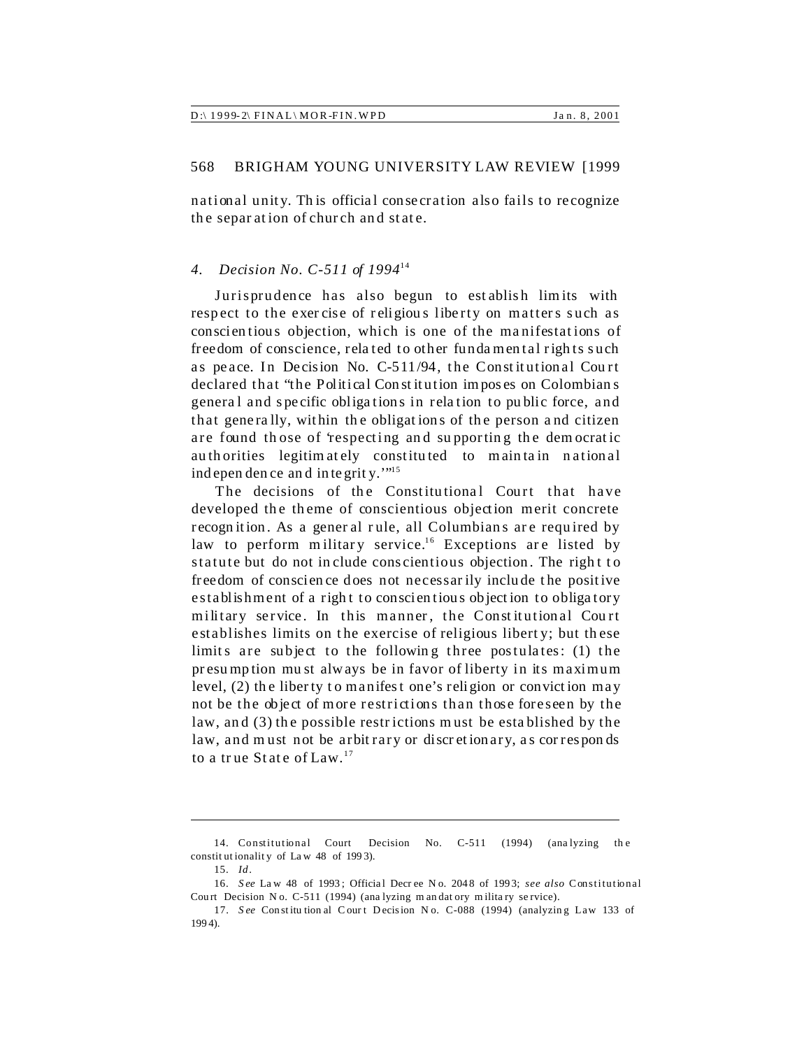national unity. This official consecration also fails to recognize the separation of church and state.

#### 4. *Decision No. C-511 of 1994*[14]

Jurisprudence has also begun to establish limits with respect to the exercise of religious liberty on matters such as conscientious objection, which is one of the manifestations of freedom of conscience, related to other fundamental rights such as peace. In Decision No. C-511/94, the Constitutional Court declared that "the Political Constitution imposes on Colombians general and specific obligations in relation to public force, and that generally, within the obligations of the person and citizen are found those of 'respecting and supporting the democratic authorities legitimately constituted to maintain national independence and integrity.'"[15]

The decisions of the Constitutional Court that have developed the theme of conscientious objection merit concrete recognition. As a general rule, all Columbians are required by law to perform military service.[16] Exceptions are listed by statute but do not include conscientious objection. The right to freedom of conscience does not necessarily include the positive establishment of a right to conscientious objection to obligatory military service. In this manner, the Constitutional Court establishes limits on the exercise of religious liberty; but these limits are subject to the following three postulates: (1) the presumption must always be in favor of liberty in its maximum level, (2) the liberty to manifest one's religion or conviction may not be the object of more restrictions than those foreseen by the law, and (3) the possible restrictions must be established by the law, and must not be arbitrary or discretionary, as corresponds to a true State of Law.[17]

---

14. Constitutional Court Decision No. C-511 (1994) (analyzing the constitutionality of Law 48 of 1993).

15. *Id.*

16. *See* Law 48 of 1993; Official Decree No. 2048 of 1993; *see also* Constitutional Court Decision No. C-511 (1994) (analyzing mandatory military service).

17. *See* Constitutional Court Decision No. C-088 (1994) (analyzing Law 133 of 1994).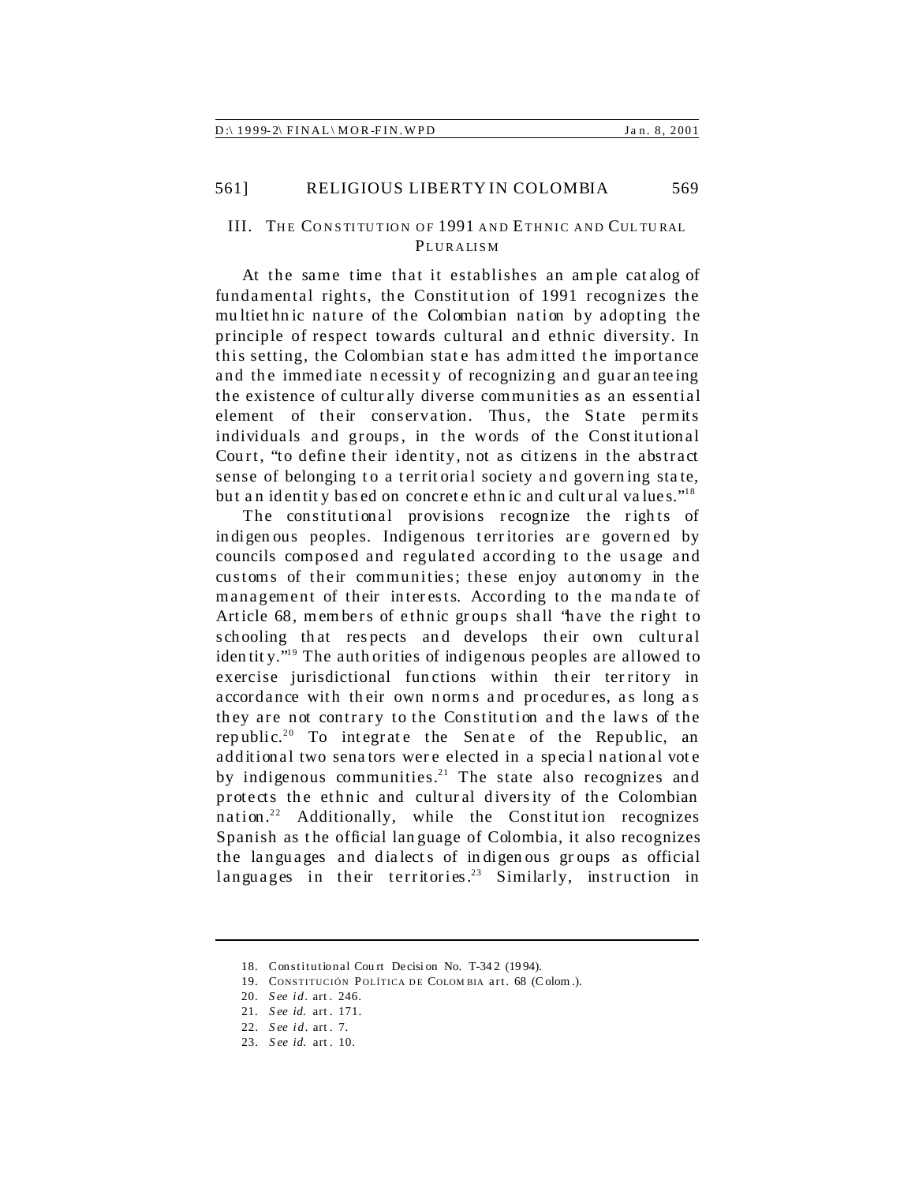## III. The Constitution of 1991 and Ethnic and Cultural Pluralism

At the same time that it establishes an ample catalog of fundamental rights, the Constitution of 1991 recognizes the multiethnic nature of the Colombian nation by adopting the principle of respect towards cultural and ethnic diversity. In this setting, the Colombian state has admitted the importance and the immediate necessity of recognizing and guaranteeing the existence of culturally diverse communities as an essential element of their conservation. Thus, the State permits individuals and groups, in the words of the Constitutional Court, "to define their identity, not as citizens in the abstract sense of belonging to a territorial society and governing state, but an identity based on concrete ethnic and cultural values."[18]

The constitutional provisions recognize the rights of indigenous peoples. Indigenous territories are governed by councils composed and regulated according to the usage and customs of their communities; these enjoy autonomy in the management of their interests. According to the mandate of Article 68, members of ethnic groups shall "have the right to schooling that respects and develops their own cultural identity."[19] The authorities of indigenous peoples are allowed to exercise jurisdictional functions within their territory in accordance with their own norms and procedures, as long as they are not contrary to the Constitution and the laws of the republic.[20] To integrate the Senate of the Republic, an additional two senators were elected in a special national vote by indigenous communities.[21] The state also recognizes and protects the ethnic and cultural diversity of the Colombian nation.[22] Additionally, while the Constitution recognizes Spanish as the official language of Colombia, it also recognizes the languages and dialects of indigenous groups as official languages in their territories.[23] Similarly, instruction in

---

18. Constitutional Court Decision No. T-342 (1994).
19. Constitución Política de Colombia art. 68 (Colom.).
20. *See id.* art. 246.
21. *See id.* art. 171.
22. *See id.* art. 7.
23. *See id.* art. 10.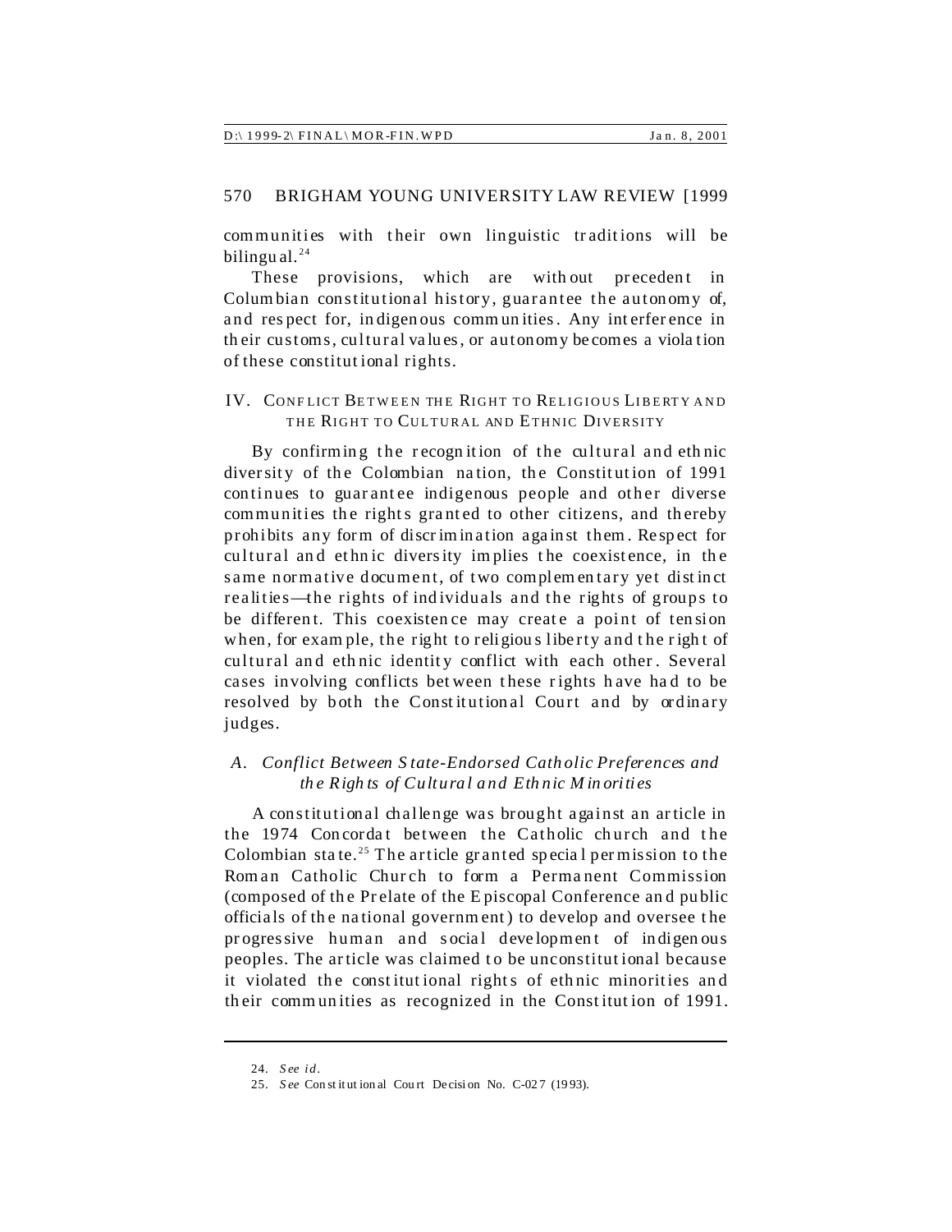communities with their own linguistic traditions will be bilingual.[24]

These provisions, which are without precedent in Columbian constitutional history, guarantee the autonomy of, and respect for, indigenous communities. Any interference in their customs, cultural values, or autonomy becomes a violation of these constitutional rights.

## IV. Conflict Between the Right to Religious Liberty and the Right to Cultural and Ethnic Diversity

By confirming the recognition of the cultural and ethnic diversity of the Colombian nation, the Constitution of 1991 continues to guarantee indigenous people and other diverse communities the rights granted to other citizens, and thereby prohibits any form of discrimination against them. Respect for cultural and ethnic diversity implies the coexistence, in the same normative document, of two complementary yet distinct realities—the rights of individuals and the rights of groups to be different. This coexistence may create a point of tension when, for example, the right to religious liberty and the right of cultural and ethnic identity conflict with each other. Several cases involving conflicts between these rights have had to be resolved by both the Constitutional Court and by ordinary judges.

### *A. Conflict Between State-Endorsed Catholic Preferences and the Rights of Cultural and Ethnic Minorities*

A constitutional challenge was brought against an article in the 1974 Concordat between the Catholic church and the Colombian state.[25] The article granted special permission to the Roman Catholic Church to form a Permanent Commission (composed of the Prelate of the Episcopal Conference and public officials of the national government) to develop and oversee the progressive human and social development of indigenous peoples. The article was claimed to be unconstitutional because it violated the constitutional rights of ethnic minorities and their communities as recognized in the Constitution of 1991.

---

24. *See id.*

25. *See* Constitutional Court Decision No. C-027 (1993).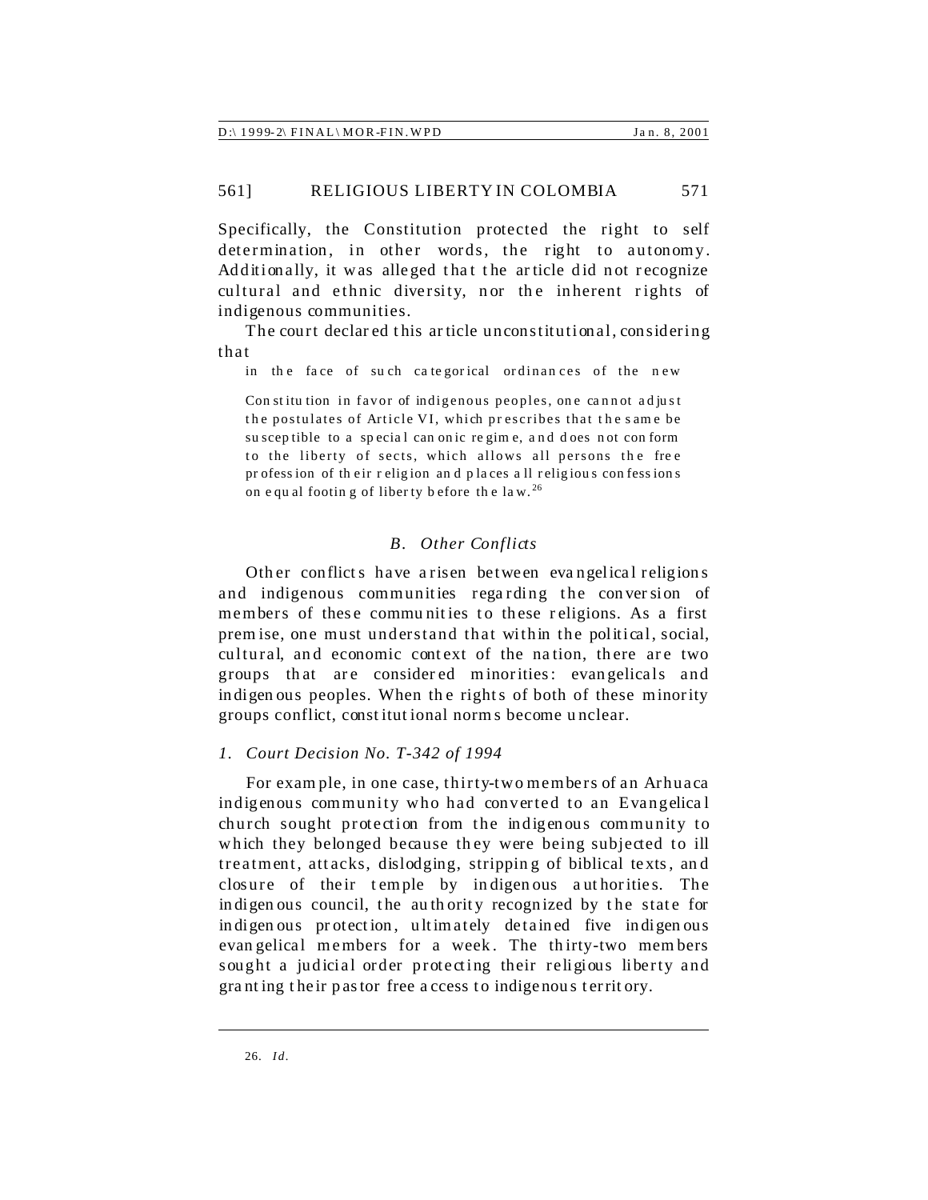Specifically, the Constitution protected the right to self determination, in other words, the right to autonomy. Additionally, it was alleged that the article did not recognize cultural and ethnic diversity, nor the inherent rights of indigenous communities.

The court declared this article unconstitutional, considering that

> in the face of such categorical ordinances of the new Constitution in favor of indigenous peoples, one cannot adjust the postulates of Article VI, which prescribes that the same be susceptible to a special canonic regime, and does not conform to the liberty of sects, which allows all persons the free profession of their religion and places all religious confessions on equal footing of liberty before the law.[26]

### *B. Other Conflicts*

Other conflicts have arisen between evangelical religions and indigenous communities regarding the conversion of members of these communities to these religions. As a first premise, one must understand that within the political, social, cultural, and economic context of the nation, there are two groups that are considered minorities: evangelicals and indigenous peoples. When the rights of both of these minority groups conflict, constitutional norms become unclear.

#### *1. Court Decision No. T-342 of 1994*

For example, in one case, thirty-two members of an Arhuaca indigenous community who had converted to an Evangelical church sought protection from the indigenous community to which they belonged because they were being subjected to ill treatment, attacks, dislodging, stripping of biblical texts, and closure of their temple by indigenous authorities. The indigenous council, the authority recognized by the state for indigenous protection, ultimately detained five indigenous evangelical members for a week. The thirty-two members sought a judicial order protecting their religious liberty and granting their pastor free access to indigenous territory.

---

26. *Id.*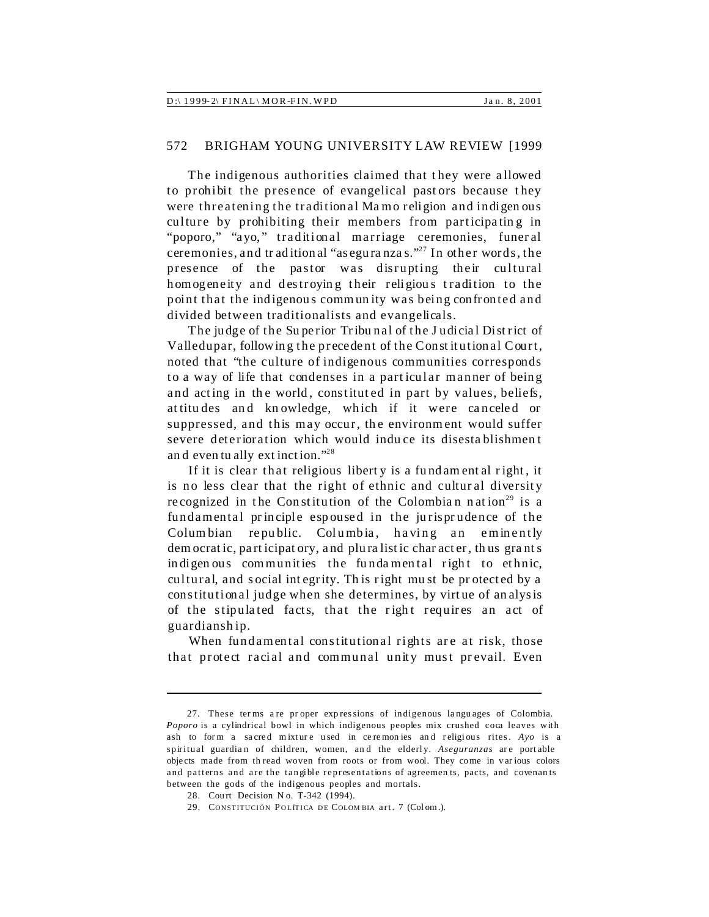The indigenous authorities claimed that they were allowed to prohibit the presence of evangelical pastors because they were threatening the traditional Mamo religion and indigenous culture by prohibiting their members from participating in "poporo," "ayo," traditional marriage ceremonies, funeral ceremonies, and traditional "aseguranzas."[27] In other words, the presence of the pastor was disrupting their cultural homogeneity and destroying their religious tradition to the point that the indigenous community was being confronted and divided between traditionalists and evangelicals.

The judge of the Superior Tribunal of the Judicial District of Valledupar, following the precedent of the Constitutional Court, noted that "the culture of indigenous communities corresponds to a way of life that condenses in a particular manner of being and acting in the world, constituted in part by values, beliefs, attitudes and knowledge, which if it were canceled or suppressed, and this may occur, the environment would suffer severe deterioration which would induce its disestablishment and eventually extinction."[28]

If it is clear that religious liberty is a fundamental right, it is no less clear that the right of ethnic and cultural diversity recognized in the Constitution of the Colombian nation[29] is a fundamental principle espoused in the jurisprudence of the Columbian republic. Columbia, having an eminently democratic, participatory, and pluralistic character, thus grants indigenous communities the fundamental right to ethnic, cultural, and social integrity. This right must be protected by a constitutional judge when she determines, by virtue of analysis of the stipulated facts, that the right requires an act of guardianship.

When fundamental constitutional rights are at risk, those that protect racial and communal unity must prevail. Even

---

27. These terms are proper expressions of indigenous languages of Colombia. *Poporo* is a cylindrical bowl in which indigenous peoples mix crushed coca leaves with ash to form a sacred mixture used in ceremonies and religious rites. *Ayo* is a spiritual guardian of children, women, and the elderly. *Aseguranzas* are portable objects made from thread woven from roots or from wool. They come in various colors and patterns and are the tangible representations of agreements, pacts, and covenants between the gods of the indigenous peoples and mortals.

28. Court Decision No. T-342 (1994).

29. CONSTITUCIÓN POLÍTICA DE COLOMBIA art. 7 (Colom.).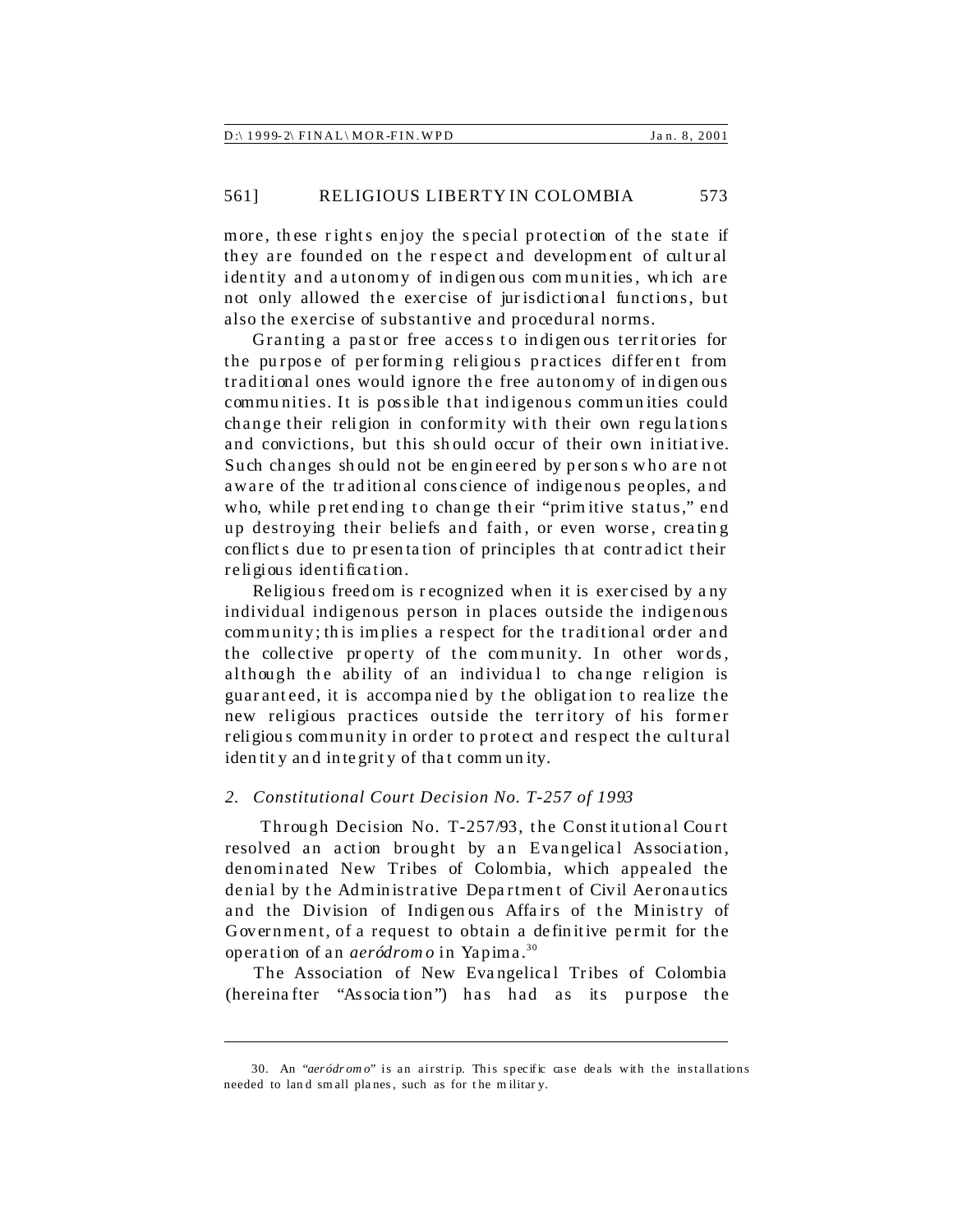more, these rights enjoy the special protection of the state if they are founded on the respect and development of cultural identity and autonomy of indigenous communities, which are not only allowed the exercise of jurisdictional functions, but also the exercise of substantive and procedural norms.

Granting a pastor free access to indigenous territories for the purpose of performing religious practices different from traditional ones would ignore the free autonomy of indigenous communities. It is possible that indigenous communities could change their religion in conformity with their own regulations and convictions, but this should occur of their own initiative. Such changes should not be engineered by persons who are not aware of the traditional conscience of indigenous peoples, and who, while pretending to change their "primitive status," end up destroying their beliefs and faith, or even worse, creating conflicts due to presentation of principles that contradict their religious identification.

Religious freedom is recognized when it is exercised by any individual indigenous person in places outside the indigenous community; this implies a respect for the traditional order and the collective property of the community. In other words, although the ability of an individual to change religion is guaranteed, it is accompanied by the obligation to realize the new religious practices outside the territory of his former religious community in order to protect and respect the cultural identity and integrity of that community.

### 2. *Constitutional Court Decision No. T-257 of 1993*

Through Decision No. T-257/93, the Constitutional Court resolved an action brought by an Evangelical Association, denominated New Tribes of Colombia, which appealed the denial by the Administrative Department of Civil Aeronautics and the Division of Indigenous Affairs of the Ministry of Government, of a request to obtain a definitive permit for the operation of an *aeródromo* in Yapima.[30]

The Association of New Evangelical Tribes of Colombia (hereinafter "Association") has had as its purpose the

---

30. An "*aeródromo*" is an airstrip. This specific case deals with the installations needed to land small planes, such as for the military.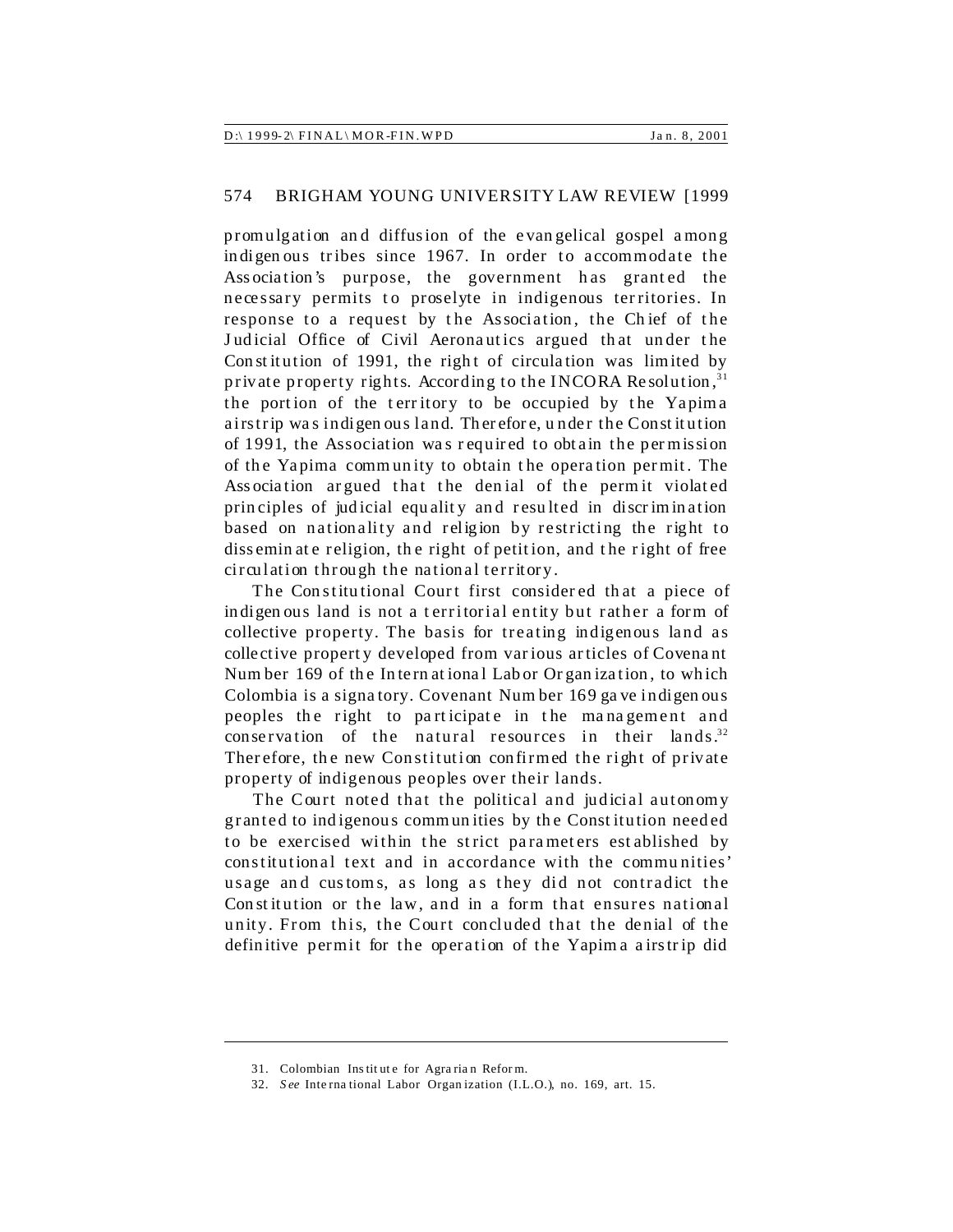promulgation and diffusion of the evangelical gospel among indigenous tribes since 1967. In order to accommodate the Association's purpose, the government has granted the necessary permits to proselyte in indigenous territories. In response to a request by the Association, the Chief of the Judicial Office of Civil Aeronautics argued that under the Constitution of 1991, the right of circulation was limited by private property rights. According to the INCORA Resolution,[31] the portion of the territory to be occupied by the Yapima airstrip was indigenous land. Therefore, under the Constitution of 1991, the Association was required to obtain the permission of the Yapima community to obtain the operation permit. The Association argued that the denial of the permit violated principles of judicial equality and resulted in discrimination based on nationality and religion by restricting the right to disseminate religion, the right of petition, and the right of free circulation through the national territory.

The Constitutional Court first considered that a piece of indigenous land is not a territorial entity but rather a form of collective property. The basis for treating indigenous land as collective property developed from various articles of Covenant Number 169 of the International Labor Organization, to which Colombia is a signatory. Covenant Number 169 gave indigenous peoples the right to participate in the management and conservation of the natural resources in their lands.[32] Therefore, the new Constitution confirmed the right of private property of indigenous peoples over their lands.

The Court noted that the political and judicial autonomy granted to indigenous communities by the Constitution needed to be exercised within the strict parameters established by constitutional text and in accordance with the communities' usage and customs, as long as they did not contradict the Constitution or the law, and in a form that ensures national unity. From this, the Court concluded that the denial of the definitive permit for the operation of the Yapima airstrip did

---

31. Colombian Institute for Agrarian Reform.

32. *See* International Labor Organization (I.L.O.), no. 169, art. 15.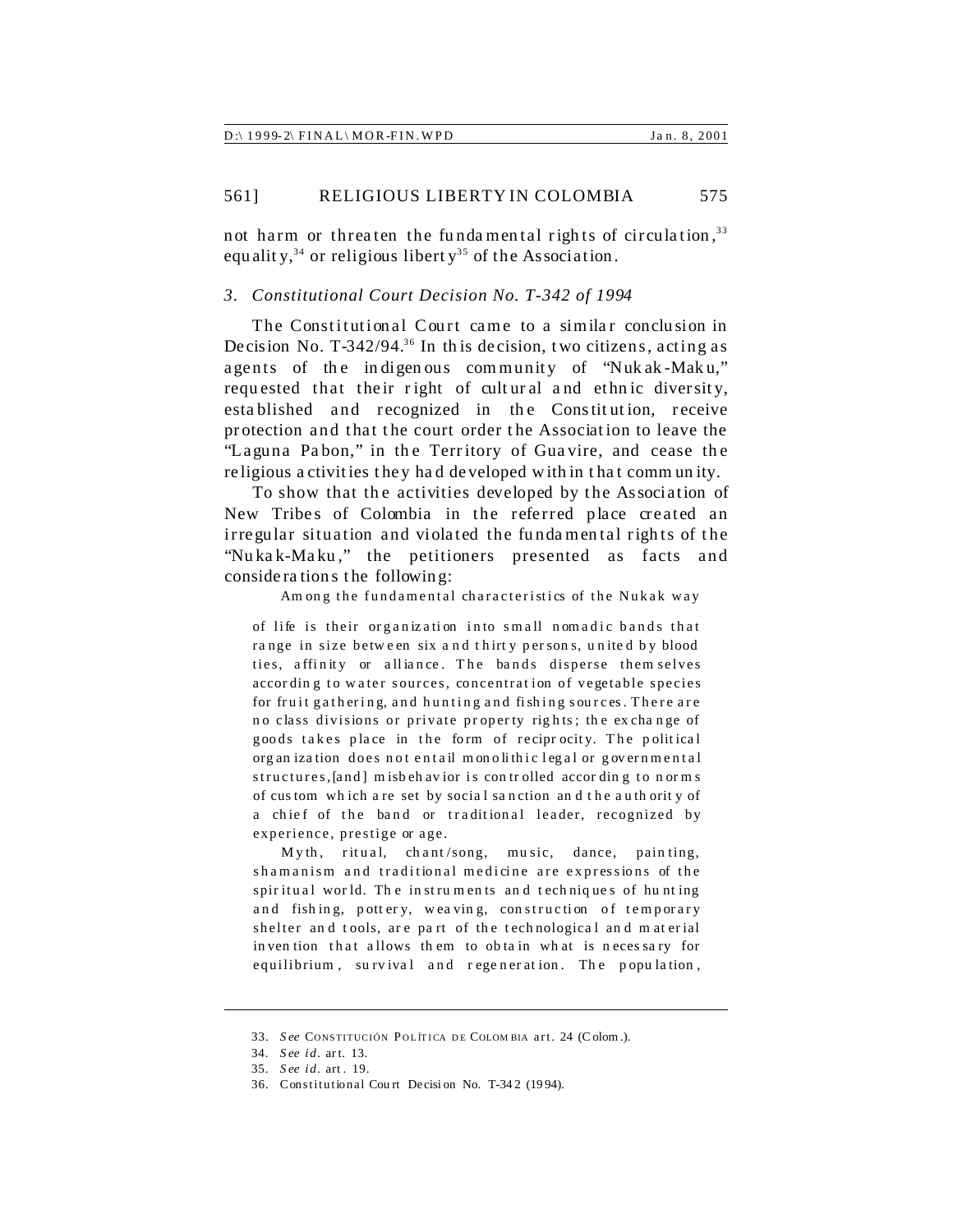not harm or threaten the fundamental rights of circulation,[33] equality,[34] or religious liberty[35] of the Association.

### *3. Constitutional Court Decision No. T-342 of 1994*

The Constitutional Court came to a similar conclusion in Decision No. T-342/94.[36] In this decision, two citizens, acting as agents of the indigenous community of "Nukak-Maku," requested that their right of cultural and ethnic diversity, established and recognized in the Constitution, receive protection and that the court order the Association to leave the "Laguna Pabon," in the Territory of Guavire, and cease the religious activities they had developed within that community.

To show that the activities developed by the Association of New Tribes of Colombia in the referred place created an irregular situation and violated the fundamental rights of the "Nukak-Maku," the petitioners presented as facts and considerations the following:

> Among the fundamental characteristics of the Nukak way of life is their organization into small nomadic bands that range in size between six and thirty persons, united by blood ties, affinity or alliance. The bands disperse themselves according to water sources, concentration of vegetable species for fruit gathering, and hunting and fishing sources. There are no class divisions or private property rights; the exchange of goods takes place in the form of reciprocity. The political organization does not entail monolithic legal or governmental structures,[and] misbehavior is controlled according to norms of custom which are set by social sanction and the authority of a chief of the band or traditional leader, recognized by experience, prestige or age.
>
> Myth, ritual, chant/song, music, dance, painting, shamanism and traditional medicine are expressions of the spiritual world. The instruments and techniques of hunting and fishing, pottery, weaving, construction of temporary shelter and tools, are part of the technological and material invention that allows them to obtain what is necessary for equilibrium, survival and regeneration. The population,

---

33. *See* CONSTITUCIÓN POLÍTICA DE COLOMBIA art. 24 (Colom.).

34. *See id.* art. 13.

35. *See id.* art. 19.

36. Constitutional Court Decision No. T-342 (1994).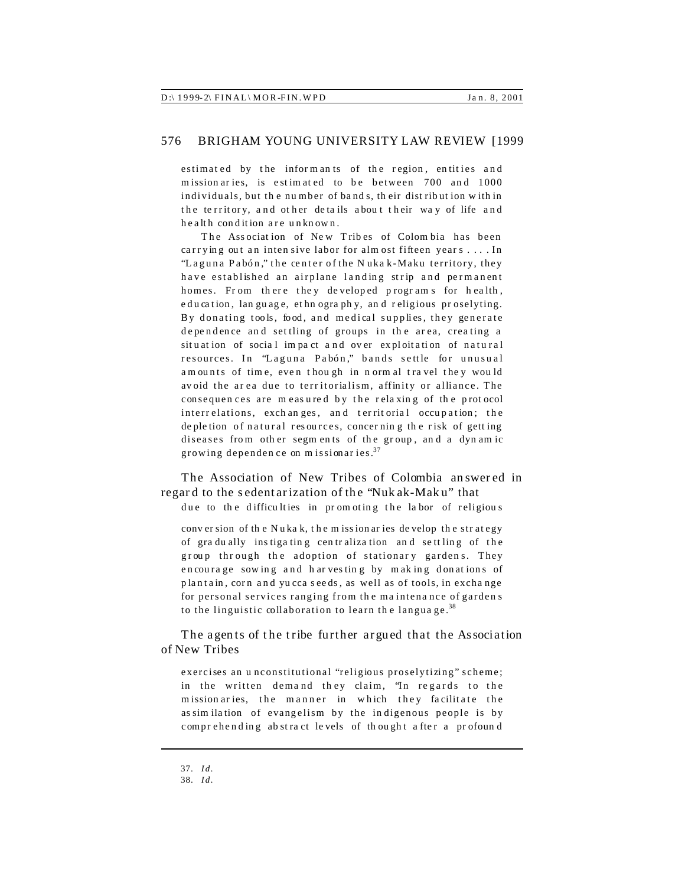> estimated by the informants of the region, entities and missionaries, is estimated to be between 700 and 1000 individuals, but the number of bands, their distribution within the territory, and other details about their way of life and health condition are unknown.
>
> The Association of New Tribes of Colombia has been carrying out an intensive labor for almost fifteen years . . . . In "Laguna Pabón," the center of the Nukak-Maku territory, they have established an airplane landing strip and permanent homes. From there they developed programs for health, education, language, ethnography, and religious proselyting. By donating tools, food, and medical supplies, they generate dependence and settling of groups in the area, creating a situation of social impact and over exploitation of natural resources. In "Laguna Pabón," bands settle for unusual amounts of time, even though in normal travel they would avoid the area due to territorialism, affinity or alliance. The consequences are measured by the relaxing of the protocol interrelations, exchanges, and territorial occupation; the depletion of natural resources, concerning the risk of getting diseases from other segments of the group, and a dynamic growing dependence on missionaries.[37]

The Association of New Tribes of Colombia answered in regard to the sedentarization of the "Nukak-Maku" that

> due to the difficulties in promoting the labor of religious conversion of the Nukak, the missionaries develop the strategy of gradually instigating centralization and settling of the group through the adoption of stationary gardens. They encourage sowing and harvesting by making donations of plantain, corn and yucca seeds, as well as of tools, in exchange for personal services ranging from the maintenance of gardens to the linguistic collaboration to learn the language.[38]

The agents of the tribe further argued that the Association of New Tribes

> exercises an unconstitutional "religious proselytizing" scheme; in the written demand they claim, "In regards to the missionaries, the manner in which they facilitate the assimilation of evangelism by the indigenous people is by comprehending abstract levels of thought after a profound

---

37. *Id.*
38. *Id.*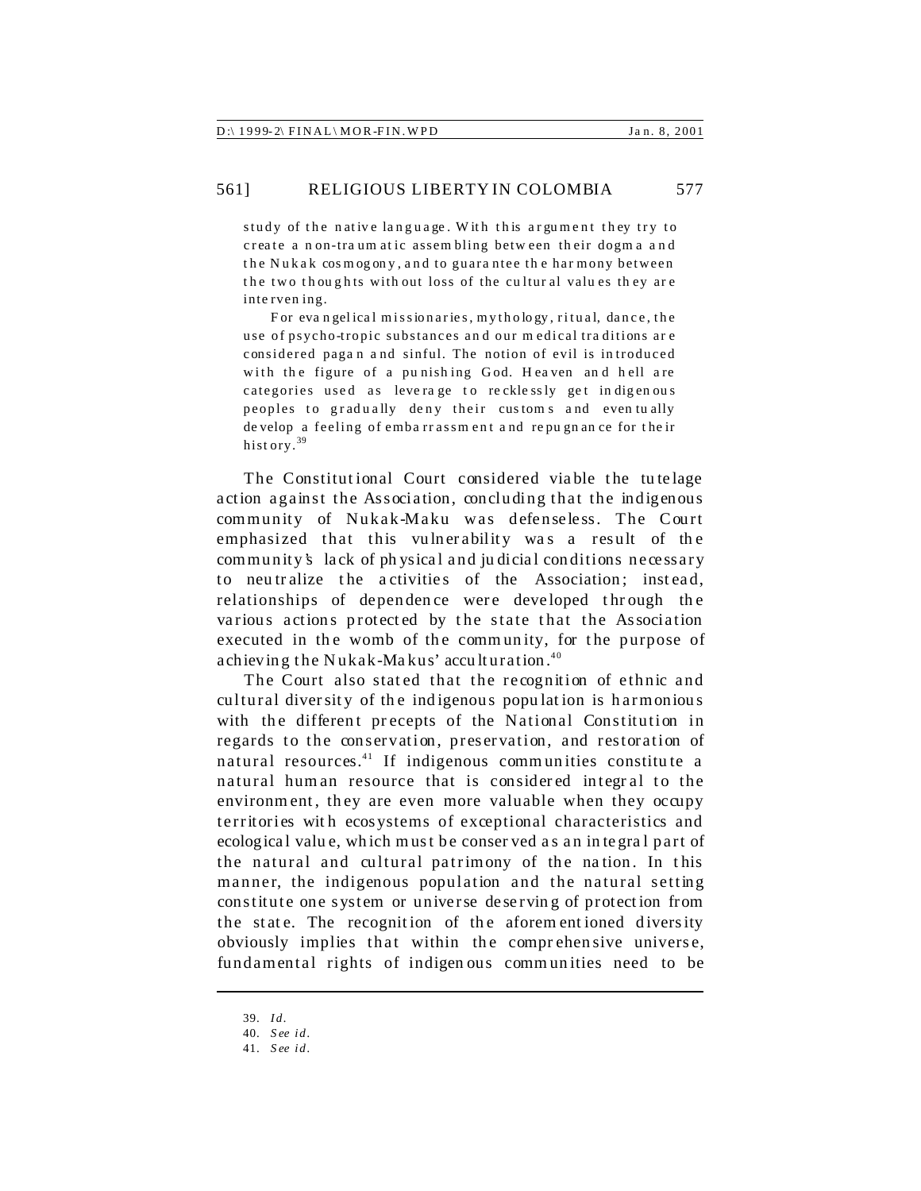study of the native language. With this argument they try to create a non-traumatic assembling between their dogma and the Nukak cosmogony, and to guarantee the harmony between the two thoughts without loss of the cultural values they are intervening.

> For evangelical missionaries, mythology, ritual, dance, the use of psycho-tropic substances and our medical traditions are considered pagan and sinful. The notion of evil is introduced with the figure of a punishing God. Heaven and hell are categories used as leverage to recklessly get indigenous peoples to gradually deny their customs and eventually develop a feeling of embarrassment and repugnance for their history.[39]

The Constitutional Court considered viable the tutelage action against the Association, concluding that the indigenous community of Nukak-Maku was defenseless. The Court emphasized that this vulnerability was a result of the community's lack of physical and judicial conditions necessary to neutralize the activities of the Association; instead, relationships of dependence were developed through the various actions protected by the state that the Association executed in the womb of the community, for the purpose of achieving the Nukak-Makus' acculturation.[40]

The Court also stated that the recognition of ethnic and cultural diversity of the indigenous population is harmonious with the different precepts of the National Constitution in regards to the conservation, preservation, and restoration of natural resources.[41] If indigenous communities constitute a natural human resource that is considered integral to the environment, they are even more valuable when they occupy territories with ecosystems of exceptional characteristics and ecological value, which must be conserved as an integral part of the natural and cultural patrimony of the nation. In this manner, the indigenous population and the natural setting constitute one system or universe deserving of protection from the state. The recognition of the aforementioned diversity obviously implies that within the comprehensive universe, fundamental rights of indigenous communities need to be

---

39. *Id.*
40. *See id.*
41. *See id.*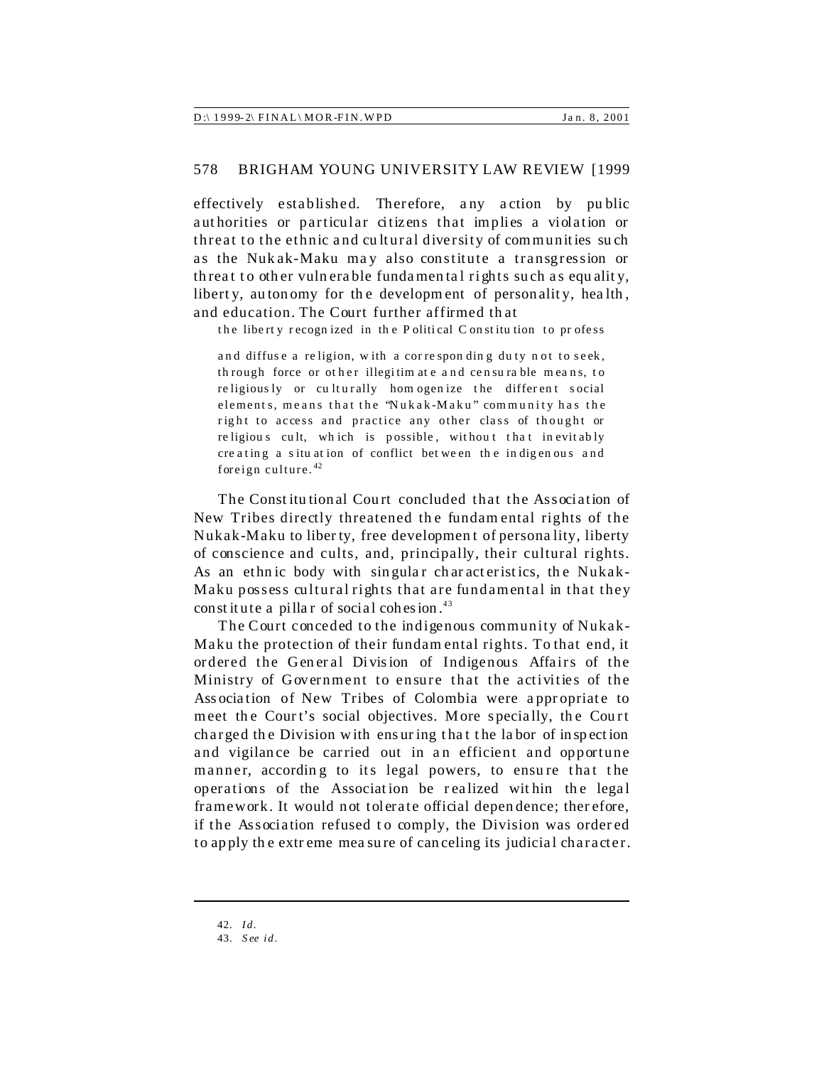effectively established. Therefore, any action by public authorities or particular citizens that implies a violation or threat to the ethnic and cultural diversity of communities such as the Nukak-Maku may also constitute a transgression or threat to other vulnerable fundamental rights such as equality, liberty, autonomy for the development of personality, health, and education. The Court further affirmed that

> the liberty recognized in the Political Constitution to profess and diffuse a religion, with a corresponding duty not to seek, through force or other illegitimate and censurable means, to religiously or culturally homogenize the different social elements, means that the "Nukak-Maku" community has the right to access and practice any other class of thought or religious cult, which is possible, without that inevitably creating a situation of conflict between the indigenous and foreign culture.[42]

The Constitutional Court concluded that the Association of New Tribes directly threatened the fundamental rights of the Nukak-Maku to liberty, free development of personality, liberty of conscience and cults, and, principally, their cultural rights. As an ethnic body with singular characteristics, the Nukak-Maku possess cultural rights that are fundamental in that they constitute a pillar of social cohesion.[43]

The Court conceded to the indigenous community of Nukak-Maku the protection of their fundamental rights. To that end, it ordered the General Division of Indigenous Affairs of the Ministry of Government to ensure that the activities of the Association of New Tribes of Colombia were appropriate to meet the Court's social objectives. More specially, the Court charged the Division with ensuring that the labor of inspection and vigilance be carried out in an efficient and opportune manner, according to its legal powers, to ensure that the operations of the Association be realized within the legal framework. It would not tolerate official dependence; therefore, if the Association refused to comply, the Division was ordered to apply the extreme measure of canceling its judicial character.

---

42. *Id.*
43. *See id.*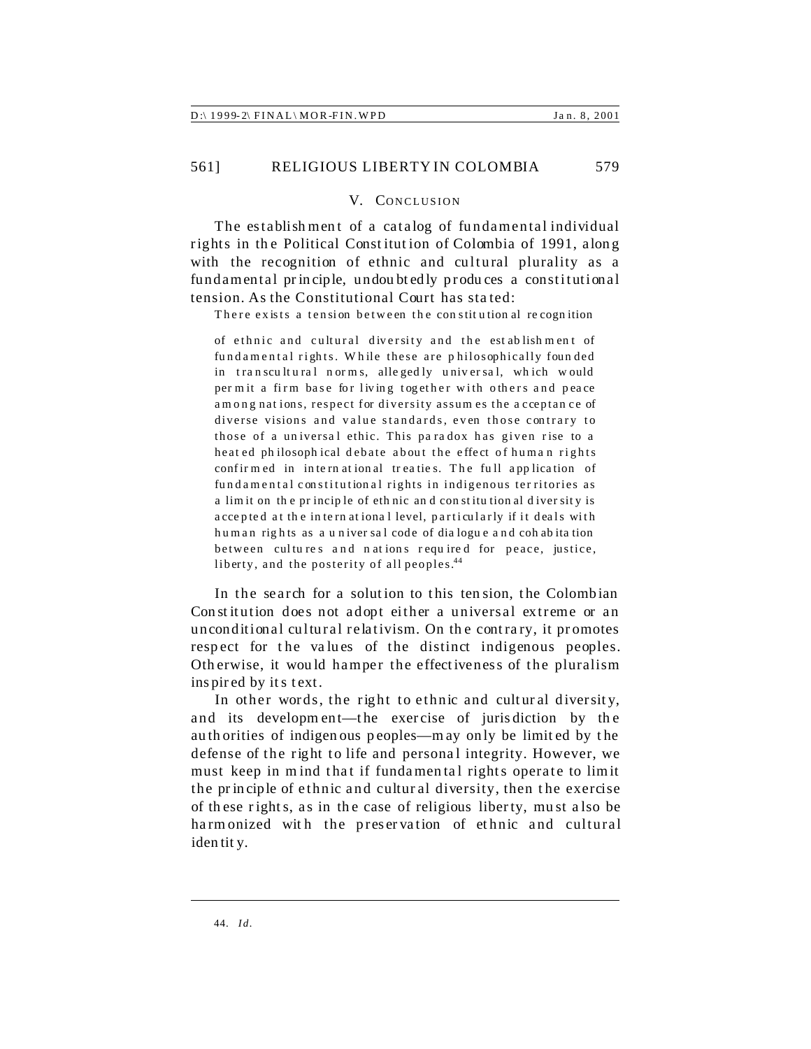## V. CONCLUSION

The establishment of a catalog of fundamental individual rights in the Political Constitution of Colombia of 1991, along with the recognition of ethnic and cultural plurality as a fundamental principle, undoubtedly produces a constitutional tension. As the Constitutional Court has stated:

> There exists a tension between the constitutional recognition of ethnic and cultural diversity and the establishment of fundamental rights. While these are philosophically founded in transcultural norms, allegedly universal, which would permit a firm base for living together with others and peace among nations, respect for diversity assumes the acceptance of diverse visions and value standards, even those contrary to those of a universal ethic. This paradox has given rise to a heated philosophical debate about the effect of human rights confirmed in international treaties. The full application of fundamental constitutional rights in indigenous territories as a limit on the principle of ethnic and constitutional diversity is accepted at the international level, particularly if it deals with human rights as a universal code of dialogue and cohabitation between cultures and nations required for peace, justice, liberty, and the posterity of all peoples.[44]

In the search for a solution to this tension, the Colombian Constitution does not adopt either a universal extreme or an unconditional cultural relativism. On the contrary, it promotes respect for the values of the distinct indigenous peoples. Otherwise, it would hamper the effectiveness of the pluralism inspired by its text.

In other words, the right to ethnic and cultural diversity, and its development—the exercise of jurisdiction by the authorities of indigenous peoples—may only be limited by the defense of the right to life and personal integrity. However, we must keep in mind that if fundamental rights operate to limit the principle of ethnic and cultural diversity, then the exercise of these rights, as in the case of religious liberty, must also be harmonized with the preservation of ethnic and cultural identity.

---

44. *Id.*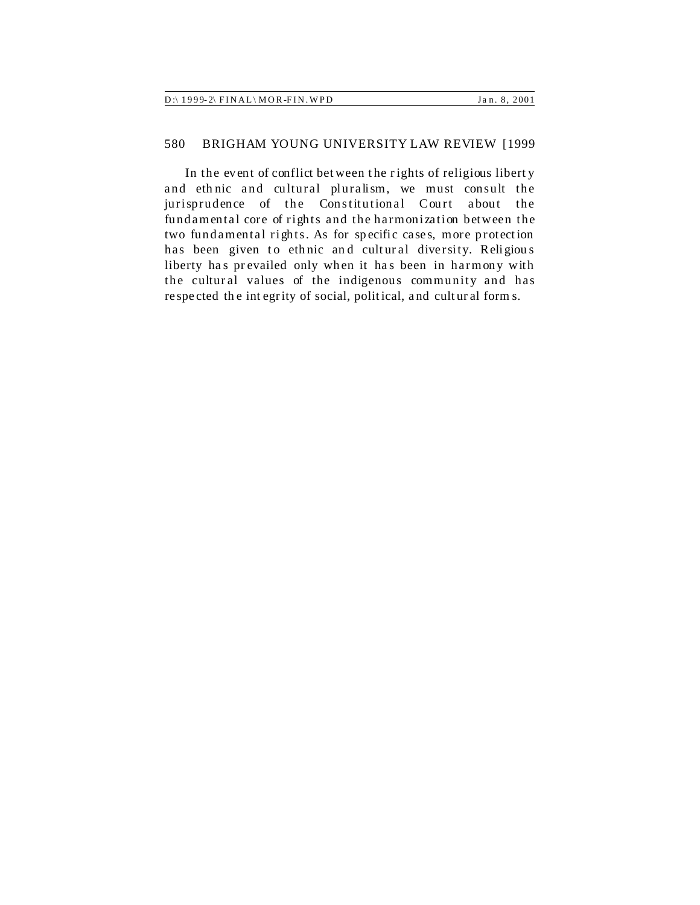In the event of conflict between the rights of religious liberty and ethnic and cultural pluralism, we must consult the jurisprudence of the Constitutional Court about the fundamental core of rights and the harmonization between the two fundamental rights. As for specific cases, more protection has been given to ethnic and cultural diversity. Religious liberty has prevailed only when it has been in harmony with the cultural values of the indigenous community and has respected the integrity of social, political, and cultural forms.